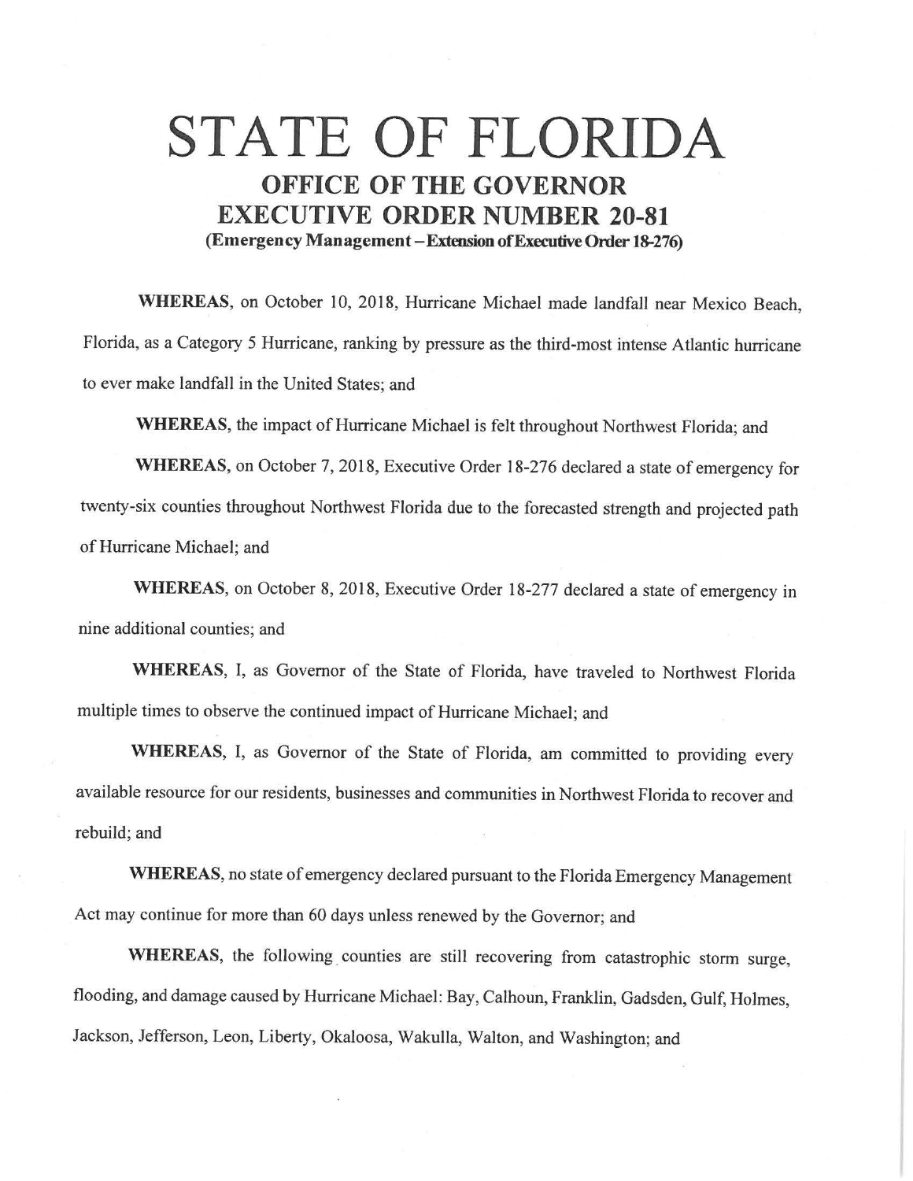# STATE OF FLORIDA

## OFFICE OF THE GOVERNOR
## EXECUTIVE ORDER NUMBER 20-81

**(Emergency Management – Extension of Executive Order 18-276)**

**WHEREAS**, on October 10, 2018, Hurricane Michael made landfall near Mexico Beach, Florida, as a Category 5 Hurricane, ranking by pressure as the third-most intense Atlantic hurricane to ever make landfall in the United States; and

**WHEREAS**, the impact of Hurricane Michael is felt throughout Northwest Florida; and

**WHEREAS**, on October 7, 2018, Executive Order 18-276 declared a state of emergency for twenty-six counties throughout Northwest Florida due to the forecasted strength and projected path of Hurricane Michael; and

**WHEREAS**, on October 8, 2018, Executive Order 18-277 declared a state of emergency in nine additional counties; and

**WHEREAS**, I, as Governor of the State of Florida, have traveled to Northwest Florida multiple times to observe the continued impact of Hurricane Michael; and

**WHEREAS**, I, as Governor of the State of Florida, am committed to providing every available resource for our residents, businesses and communities in Northwest Florida to recover and rebuild; and

**WHEREAS**, no state of emergency declared pursuant to the Florida Emergency Management Act may continue for more than 60 days unless renewed by the Governor; and

**WHEREAS**, the following counties are still recovering from catastrophic storm surge, flooding, and damage caused by Hurricane Michael: Bay, Calhoun, Franklin, Gadsden, Gulf, Holmes, Jackson, Jefferson, Leon, Liberty, Okaloosa, Wakulla, Walton, and Washington; and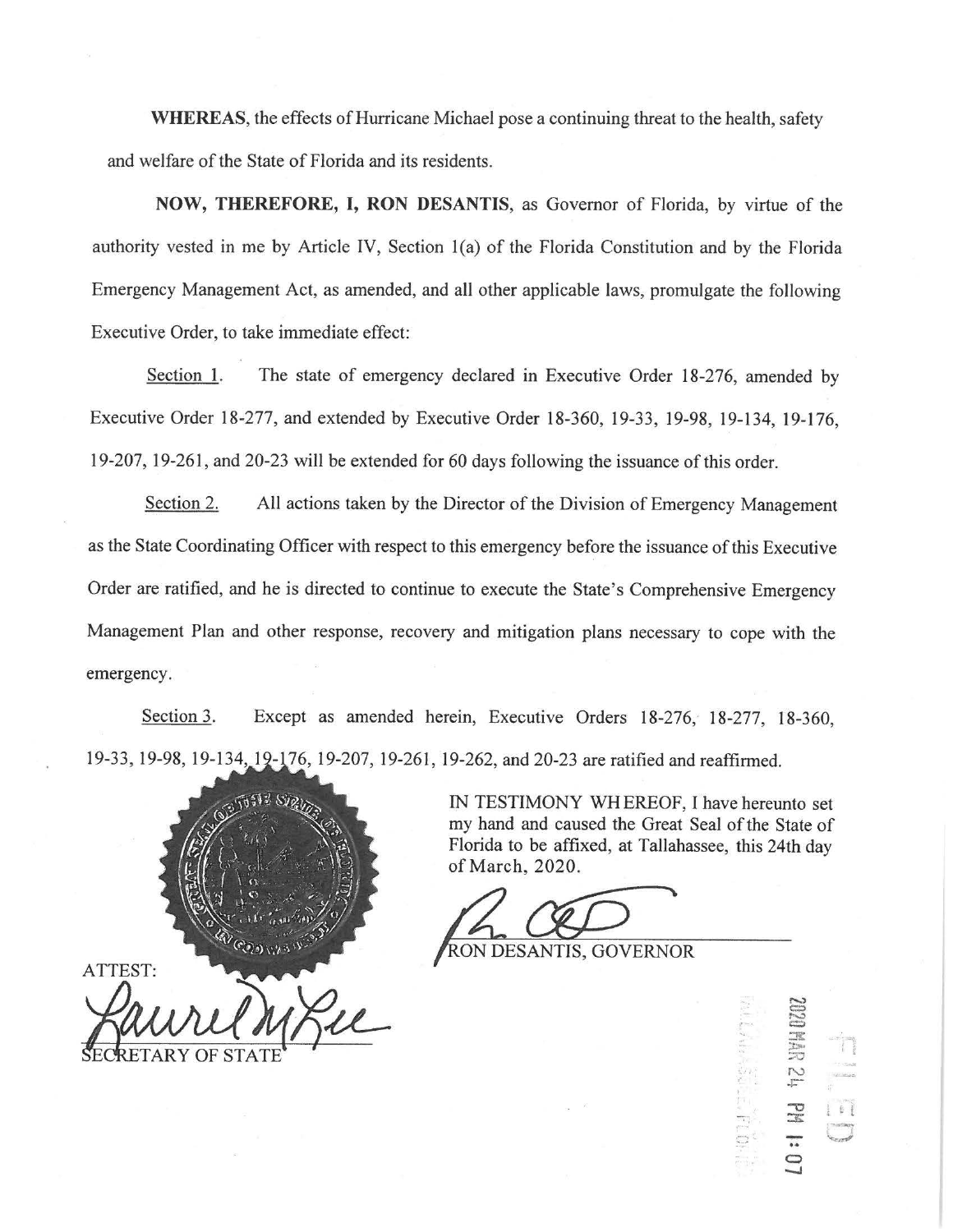**WHEREAS**, the effects of Hurricane Michael pose a continuing threat to the health, safety and welfare of the State of Florida and its residents.

**NOW, THEREFORE, I, RON DESANTIS**, as Governor of Florida, by virtue of the authority vested in me by Article IV, Section 1(a) of the Florida Constitution and by the Florida Emergency Management Act, as amended, and all other applicable laws, promulgate the following Executive Order, to take immediate effect:

Section 1. The state of emergency declared in Executive Order 18-276, amended by Executive Order 18-277, and extended by Executive Order 18-360, 19-33, 19-98, 19-134, 19-176, 19-207, 19-261, and 20-23 will be extended for 60 days following the issuance of this order.

Section 2. All actions taken by the Director of the Division of Emergency Management as the State Coordinating Officer with respect to this emergency before the issuance of this Executive Order are ratified, and he is directed to continue to execute the State's Comprehensive Emergency Management Plan and other response, recovery and mitigation plans necessary to cope with the emergency.

Section 3. Except as amended herein, Executive Orders 18-276, 18-277, 18-360, 19-33, 19-98, 19-134, 19-176, 19-207, 19-261, 19-262, and 20-23 are ratified and reaffirmed.

IN TESTIMONY WHEREOF, I have hereunto set my hand and caused the Great Seal of the State of Florida to be affixed, at Tallahassee, this 24th day of March, 2020.

RON DESANTIS, GOVERNOR

ATTEST:

SECRETARY OF STATE

FILED

2020 MAR 24 PM 1:07